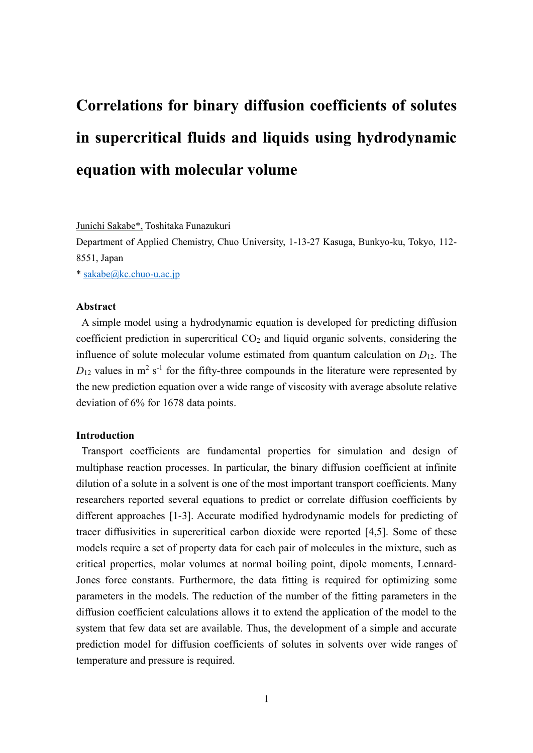# Correlations for binary diffusion coefficients of solutes in supercritical fluids and liquids using hydrodynamic equation with molecular volume

Junichi Sakabe*, Toshitaka Funazukuri

Department of Applied Chemistry, Chuo University, 1-13-27 Kasuga, Bunkyo-ku, Tokyo, 112-8551, Japan

* sakabe@kc.chuo-u.ac.jp

## Abstract

A simple model using a hydrodynamic equation is developed for predicting diffusion coefficient prediction in supercritical $CO_2$ and liquid organic solvents, considering the influence of solute molecular volume estimated from quantum calculation on $D_{12}$. The $D_{12}$ values in $m^2\ s^{-1}$ for the fifty-three compounds in the literature were represented by the new prediction equation over a wide range of viscosity with average absolute relative deviation of 6% for 1678 data points.

## Introduction

Transport coefficients are fundamental properties for simulation and design of multiphase reaction processes. In particular, the binary diffusion coefficient at infinite dilution of a solute in a solvent is one of the most important transport coefficients. Many researchers reported several equations to predict or correlate diffusion coefficients by different approaches [1-3]. Accurate modified hydrodynamic models for predicting of tracer diffusivities in supercritical carbon dioxide were reported [4,5]. Some of these models require a set of property data for each pair of molecules in the mixture, such as critical properties, molar volumes at normal boiling point, dipole moments, Lennard-Jones force constants. Furthermore, the data fitting is required for optimizing some parameters in the models. The reduction of the number of the fitting parameters in the diffusion coefficient calculations allows it to extend the application of the model to the system that few data set are available. Thus, the development of a simple and accurate prediction model for diffusion coefficients of solutes in solvents over wide ranges of temperature and pressure is required.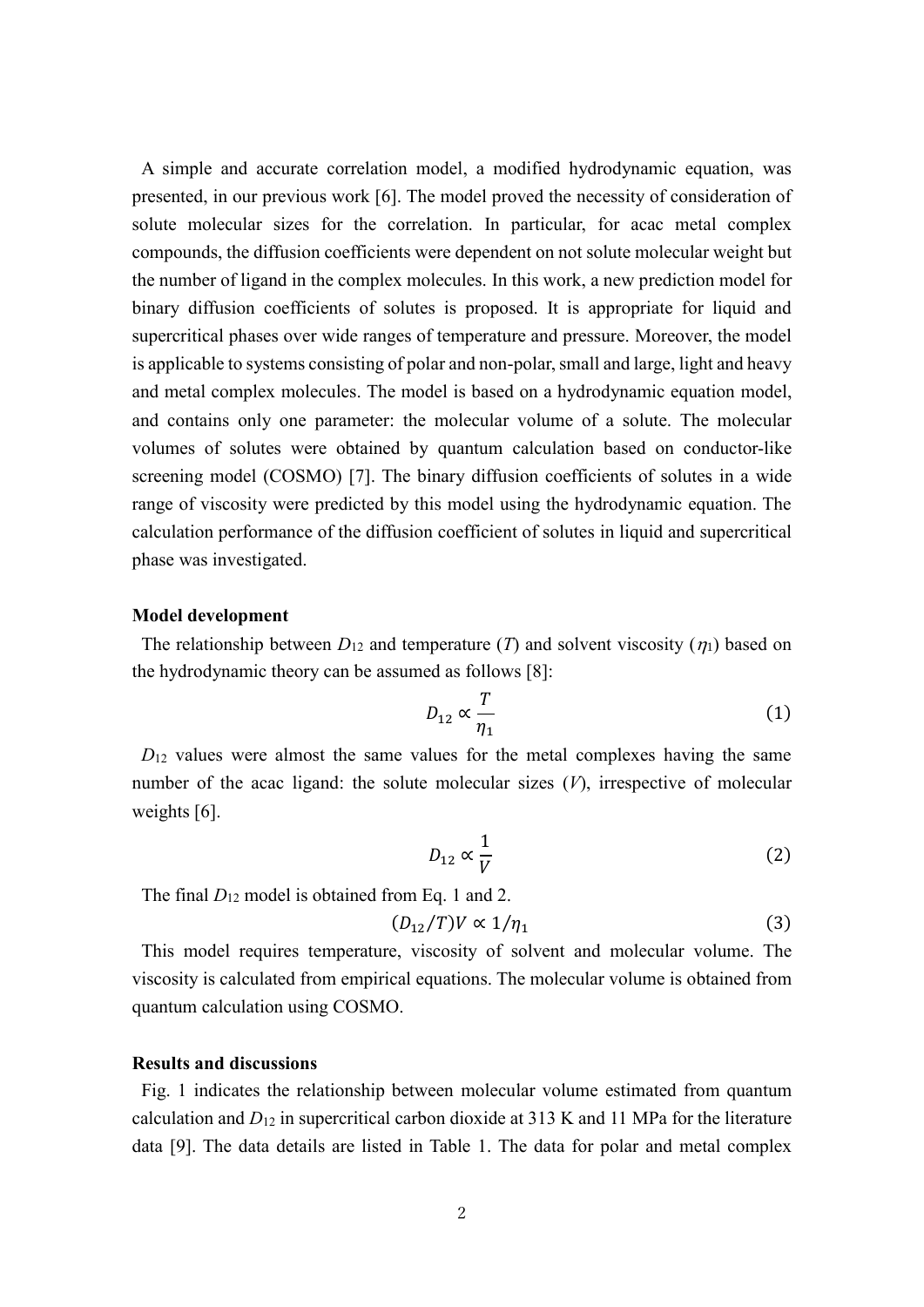A simple and accurate correlation model, a modified hydrodynamic equation, was presented, in our previous work [6]. The model proved the necessity of consideration of solute molecular sizes for the correlation. In particular, for acac metal complex compounds, the diffusion coefficients were dependent on not solute molecular weight but the number of ligand in the complex molecules. In this work, a new prediction model for binary diffusion coefficients of solutes is proposed. It is appropriate for liquid and supercritical phases over wide ranges of temperature and pressure. Moreover, the model is applicable to systems consisting of polar and non-polar, small and large, light and heavy and metal complex molecules. The model is based on a hydrodynamic equation model, and contains only one parameter: the molecular volume of a solute. The molecular volumes of solutes were obtained by quantum calculation based on conductor-like screening model (COSMO) [7]. The binary diffusion coefficients of solutes in a wide range of viscosity were predicted by this model using the hydrodynamic equation. The calculation performance of the diffusion coefficient of solutes in liquid and supercritical phase was investigated.

**Model development**

The relationship between $D_{12}$ and temperature ($T$) and solvent viscosity ($\eta_1$) based on the hydrodynamic theory can be assumed as follows [8]:

$$D_{12} \propto \frac{T}{\eta_1} \tag{1}$$

$D_{12}$ values were almost the same values for the metal complexes having the same number of the acac ligand: the solute molecular sizes ($V$), irrespective of molecular weights [6].

$$D_{12} \propto \frac{1}{V} \tag{2}$$

The final $D_{12}$ model is obtained from Eq. 1 and 2.

$$(D_{12}/T)V \propto 1/\eta_1 \tag{3}$$

This model requires temperature, viscosity of solvent and molecular volume. The viscosity is calculated from empirical equations. The molecular volume is obtained from quantum calculation using COSMO.

**Results and discussions**

Fig. 1 indicates the relationship between molecular volume estimated from quantum calculation and $D_{12}$ in supercritical carbon dioxide at 313 K and 11 MPa for the literature data [9]. The data details are listed in Table 1. The data for polar and metal complex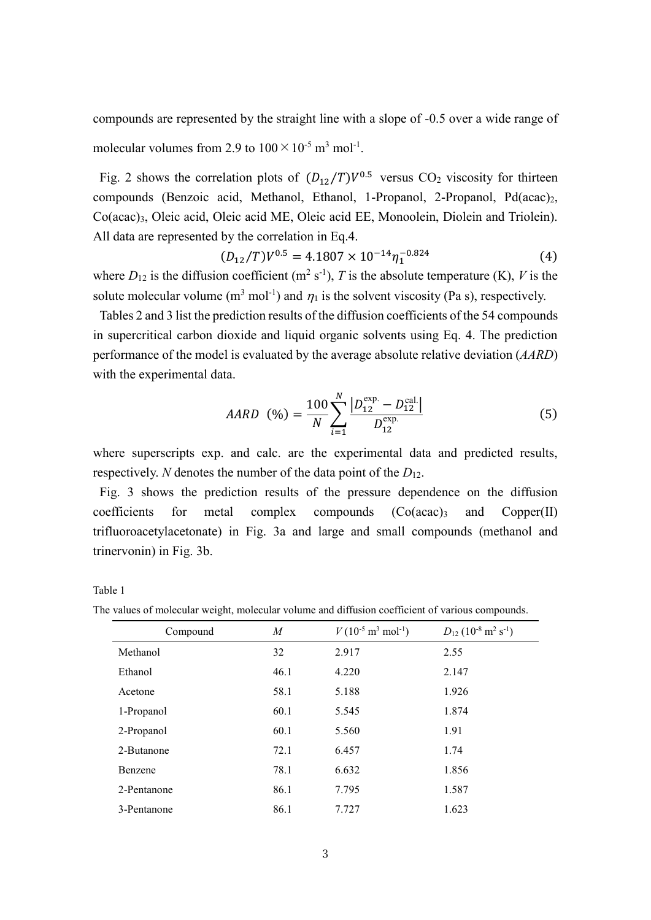compounds are represented by the straight line with a slope of -0.5 over a wide range of molecular volumes from 2.9 to $100 \times 10^{-5}$ m$^3$ mol$^{-1}$.

Fig. 2 shows the correlation plots of $(D_{12}/T)V^{0.5}$ versus $CO_2$ viscosity for thirteen compounds (Benzoic acid, Methanol, Ethanol, 1-Propanol, 2-Propanol, Pd(acac)$_2$, Co(acac)$_3$, Oleic acid, Oleic acid ME, Oleic acid EE, Monoolein, Diolein and Triolein). All data are represented by the correlation in Eq.4.

$$(D_{12}/T)V^{0.5} = 4.1807 \times 10^{-14} \eta_1^{-0.824} \tag{4}$$

where $D_{12}$ is the diffusion coefficient (m$^2$ s$^{-1}$), $T$ is the absolute temperature (K), $V$ is the solute molecular volume (m$^3$ mol$^{-1}$) and $\eta_1$ is the solvent viscosity (Pa s), respectively.

Tables 2 and 3 list the prediction results of the diffusion coefficients of the 54 compounds in supercritical carbon dioxide and liquid organic solvents using Eq. 4. The prediction performance of the model is evaluated by the average absolute relative deviation (*AARD*) with the experimental data.

$$AARD\ (\%) = \frac{100}{N} \sum_{i=1}^{N} \frac{\left|D_{12}^{\text{exp.}} - D_{12}^{\text{cal.}}\right|}{D_{12}^{\text{exp.}}} \tag{5}$$

where superscripts exp. and calc. are the experimental data and predicted results, respectively. $N$ denotes the number of the data point of the $D_{12}$.

Fig. 3 shows the prediction results of the pressure dependence on the diffusion coefficients for metal complex compounds (Co(acac)$_3$ and Copper(II) trifluoroacetylacetonate) in Fig. 3a and large and small compounds (methanol and trinervonin) in Fig. 3b.

Table 1

The values of molecular weight, molecular volume and diffusion coefficient of various compounds.

| Compound | $M$ | $V$ ($10^{-5}$ m$^3$ mol$^{-1}$) | $D_{12}$ ($10^{-8}$ m$^2$ s$^{-1}$) |
|---|---|---|---|
| Methanol | 32 | 2.917 | 2.55 |
| Ethanol | 46.1 | 4.220 | 2.147 |
| Acetone | 58.1 | 5.188 | 1.926 |
| 1-Propanol | 60.1 | 5.545 | 1.874 |
| 2-Propanol | 60.1 | 5.560 | 1.91 |
| 2-Butanone | 72.1 | 6.457 | 1.74 |
| Benzene | 78.1 | 6.632 | 1.856 |
| 2-Pentanone | 86.1 | 7.795 | 1.587 |
| 3-Pentanone | 86.1 | 7.727 | 1.623 |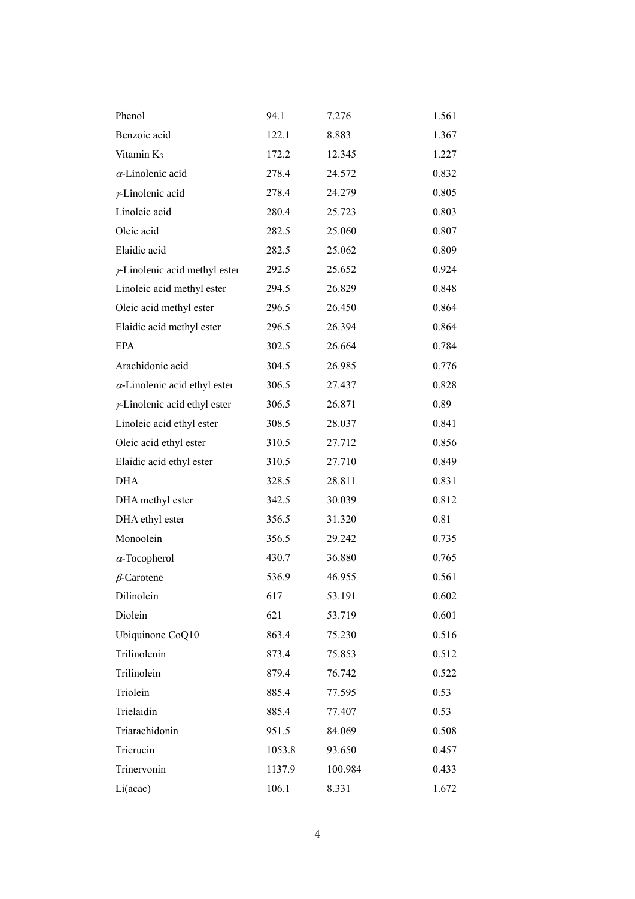| | | | |
|---|---|---|---|
| Phenol | 94.1 | 7.276 | 1.561 |
| Benzoic acid | 122.1 | 8.883 | 1.367 |
| Vitamin $K_3$ | 172.2 | 12.345 | 1.227 |
| $\alpha$-Linolenic acid | 278.4 | 24.572 | 0.832 |
| $\gamma$-Linolenic acid | 278.4 | 24.279 | 0.805 |
| Linoleic acid | 280.4 | 25.723 | 0.803 |
| Oleic acid | 282.5 | 25.060 | 0.807 |
| Elaidic acid | 282.5 | 25.062 | 0.809 |
| $\gamma$-Linolenic acid methyl ester | 292.5 | 25.652 | 0.924 |
| Linoleic acid methyl ester | 294.5 | 26.829 | 0.848 |
| Oleic acid methyl ester | 296.5 | 26.450 | 0.864 |
| Elaidic acid methyl ester | 296.5 | 26.394 | 0.864 |
| EPA | 302.5 | 26.664 | 0.784 |
| Arachidonic acid | 304.5 | 26.985 | 0.776 |
| $\alpha$-Linolenic acid ethyl ester | 306.5 | 27.437 | 0.828 |
| $\gamma$-Linolenic acid ethyl ester | 306.5 | 26.871 | 0.89 |
| Linoleic acid ethyl ester | 308.5 | 28.037 | 0.841 |
| Oleic acid ethyl ester | 310.5 | 27.712 | 0.856 |
| Elaidic acid ethyl ester | 310.5 | 27.710 | 0.849 |
| DHA | 328.5 | 28.811 | 0.831 |
| DHA methyl ester | 342.5 | 30.039 | 0.812 |
| DHA ethyl ester | 356.5 | 31.320 | 0.81 |
| Monoolein | 356.5 | 29.242 | 0.735 |
| $\alpha$-Tocopherol | 430.7 | 36.880 | 0.765 |
| $\beta$-Carotene | 536.9 | 46.955 | 0.561 |
| Dilinolein | 617 | 53.191 | 0.602 |
| Diolein | 621 | 53.719 | 0.601 |
| Ubiquinone CoQ10 | 863.4 | 75.230 | 0.516 |
| Trilinolenin | 873.4 | 75.853 | 0.512 |
| Trilinolein | 879.4 | 76.742 | 0.522 |
| Triolein | 885.4 | 77.595 | 0.53 |
| Trielaidin | 885.4 | 77.407 | 0.53 |
| Triarachidonin | 951.5 | 84.069 | 0.508 |
| Trierucin | 1053.8 | 93.650 | 0.457 |
| Trinervonin | 1137.9 | 100.984 | 0.433 |
| Li(acac) | 106.1 | 8.331 | 1.672 |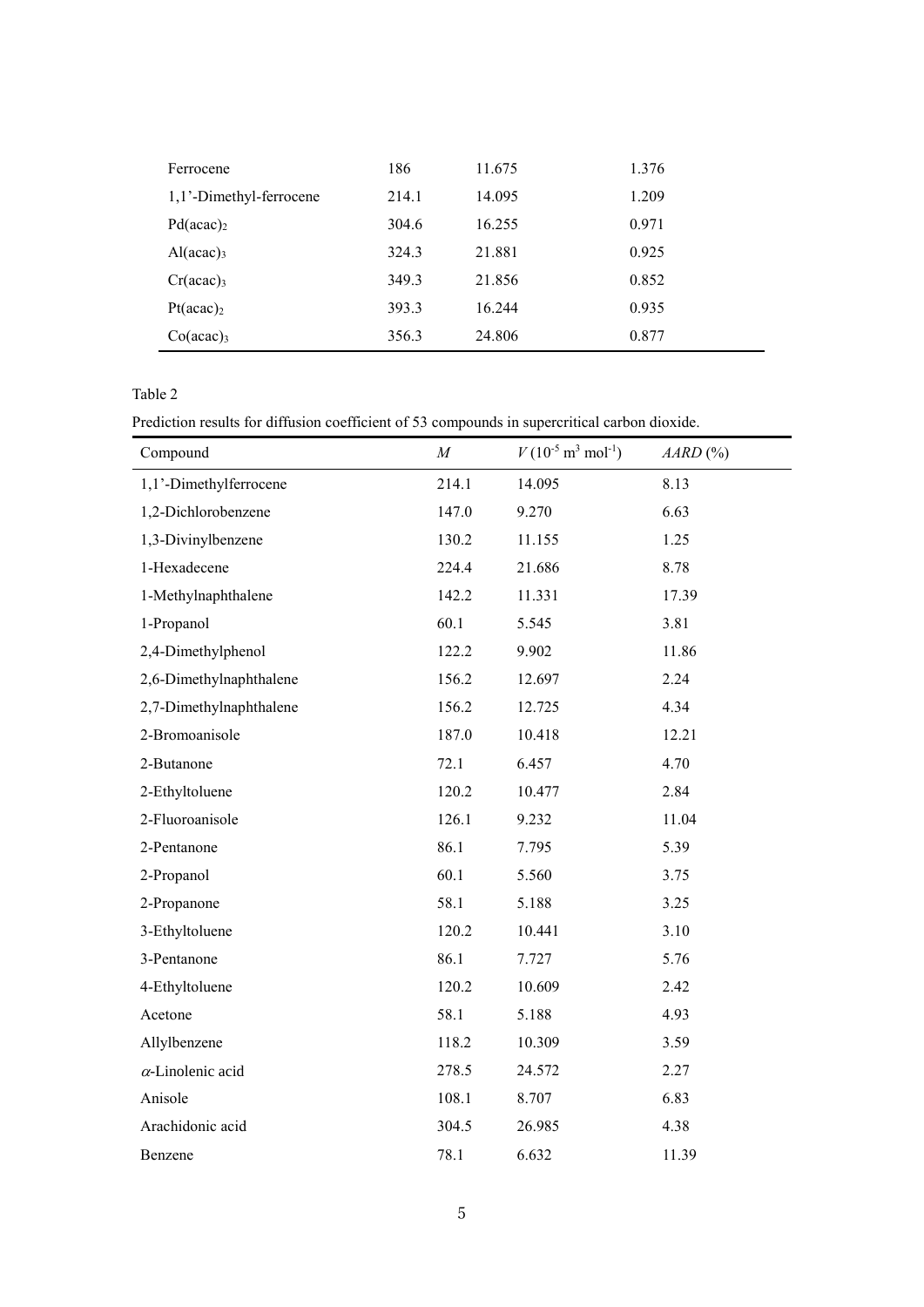| | | | |
|---|---|---|---|
| Ferrocene | 186 | 11.675 | 1.376 |
| 1,1'-Dimethyl-ferrocene | 214.1 | 14.095 | 1.209 |
| $Pd(acac)_2$ | 304.6 | 16.255 | 0.971 |
| $Al(acac)_3$ | 324.3 | 21.881 | 0.925 |
| $Cr(acac)_3$ | 349.3 | 21.856 | 0.852 |
| $Pt(acac)_2$ | 393.3 | 16.244 | 0.935 |
| $Co(acac)_3$ | 356.3 | 24.806 | 0.877 |

Table 2

Prediction results for diffusion coefficient of 53 compounds in supercritical carbon dioxide.

| Compound | $M$ | $V$ ($10^{-5}$ m$^3$ mol$^{-1}$) | $AARD$ (%) |
|---|---|---|---|
| 1,1'-Dimethylferrocene | 214.1 | 14.095 | 8.13 |
| 1,2-Dichlorobenzene | 147.0 | 9.270 | 6.63 |
| 1,3-Divinylbenzene | 130.2 | 11.155 | 1.25 |
| 1-Hexadecene | 224.4 | 21.686 | 8.78 |
| 1-Methylnaphthalene | 142.2 | 11.331 | 17.39 |
| 1-Propanol | 60.1 | 5.545 | 3.81 |
| 2,4-Dimethylphenol | 122.2 | 9.902 | 11.86 |
| 2,6-Dimethylnaphthalene | 156.2 | 12.697 | 2.24 |
| 2,7-Dimethylnaphthalene | 156.2 | 12.725 | 4.34 |
| 2-Bromoanisole | 187.0 | 10.418 | 12.21 |
| 2-Butanone | 72.1 | 6.457 | 4.70 |
| 2-Ethyltoluene | 120.2 | 10.477 | 2.84 |
| 2-Fluoroanisole | 126.1 | 9.232 | 11.04 |
| 2-Pentanone | 86.1 | 7.795 | 5.39 |
| 2-Propanol | 60.1 | 5.560 | 3.75 |
| 2-Propanone | 58.1 | 5.188 | 3.25 |
| 3-Ethyltoluene | 120.2 | 10.441 | 3.10 |
| 3-Pentanone | 86.1 | 7.727 | 5.76 |
| 4-Ethyltoluene | 120.2 | 10.609 | 2.42 |
| Acetone | 58.1 | 5.188 | 4.93 |
| Allylbenzene | 118.2 | 10.309 | 3.59 |
| $\alpha$-Linolenic acid | 278.5 | 24.572 | 2.27 |
| Anisole | 108.1 | 8.707 | 6.83 |
| Arachidonic acid | 304.5 | 26.985 | 4.38 |
| Benzene | 78.1 | 6.632 | 11.39 |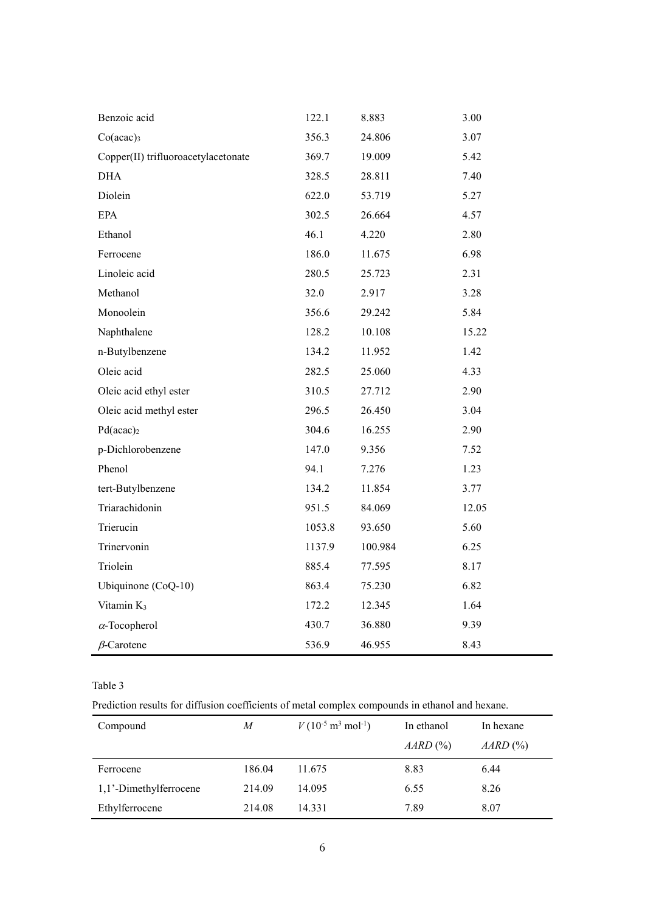| | | | |
|---|---|---|---|
| Benzoic acid | 122.1 | 8.883 | 3.00 |
| $Co(acac)_3$ | 356.3 | 24.806 | 3.07 |
| Copper(II) trifluoroacetylacetonate | 369.7 | 19.009 | 5.42 |
| DHA | 328.5 | 28.811 | 7.40 |
| Diolein | 622.0 | 53.719 | 5.27 |
| EPA | 302.5 | 26.664 | 4.57 |
| Ethanol | 46.1 | 4.220 | 2.80 |
| Ferrocene | 186.0 | 11.675 | 6.98 |
| Linoleic acid | 280.5 | 25.723 | 2.31 |
| Methanol | 32.0 | 2.917 | 3.28 |
| Monoolein | 356.6 | 29.242 | 5.84 |
| Naphthalene | 128.2 | 10.108 | 15.22 |
| n-Butylbenzene | 134.2 | 11.952 | 1.42 |
| Oleic acid | 282.5 | 25.060 | 4.33 |
| Oleic acid ethyl ester | 310.5 | 27.712 | 2.90 |
| Oleic acid methyl ester | 296.5 | 26.450 | 3.04 |
| $Pd(acac)_2$ | 304.6 | 16.255 | 2.90 |
| p-Dichlorobenzene | 147.0 | 9.356 | 7.52 |
| Phenol | 94.1 | 7.276 | 1.23 |
| tert-Butylbenzene | 134.2 | 11.854 | 3.77 |
| Triarachidonin | 951.5 | 84.069 | 12.05 |
| Trierucin | 1053.8 | 93.650 | 5.60 |
| Trinervonin | 1137.9 | 100.984 | 6.25 |
| Triolein | 885.4 | 77.595 | 8.17 |
| Ubiquinone (CoQ-10) | 863.4 | 75.230 | 6.82 |
| Vitamin $K_3$ | 172.2 | 12.345 | 1.64 |
| $\alpha$-Tocopherol | 430.7 | 36.880 | 9.39 |
| $\beta$-Carotene | 536.9 | 46.955 | 8.43 |

Table 3

Prediction results for diffusion coefficients of metal complex compounds in ethanol and hexane.

| Compound | $M$ | $V$ ($10^{-5}$ m$^3$ mol$^{-1}$) | In ethanol $AARD$ (%) | In hexane $AARD$ (%) |
|---|---|---|---|---|
| Ferrocene | 186.04 | 11.675 | 8.83 | 6.44 |
| 1,1'-Dimethylferrocene | 214.09 | 14.095 | 6.55 | 8.26 |
| Ethylferrocene | 214.08 | 14.331 | 7.89 | 8.07 |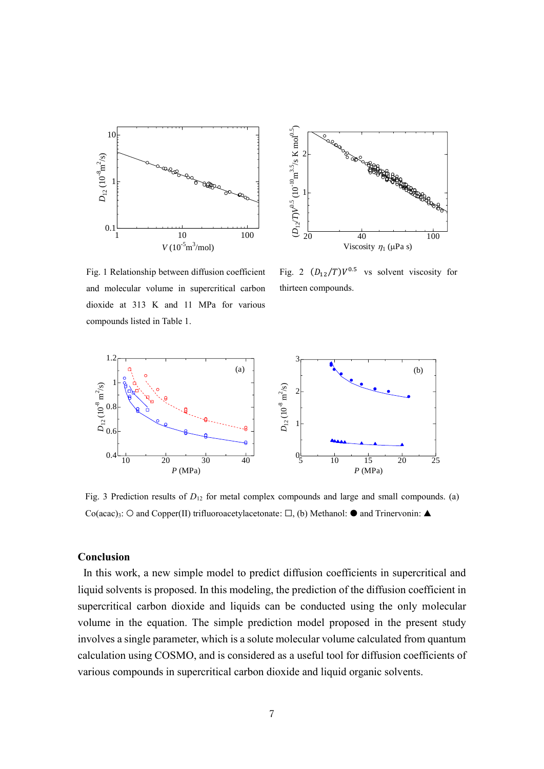Fig. 1 Relationship between diffusion coefficient and molecular volume in supercritical carbon dioxide at 313 K and 11 MPa for various compounds listed in Table 1.

Fig. 2 $(D_{12}/T)V^{0.5}$ vs solvent viscosity for thirteen compounds.

Fig. 3 Prediction results of $D_{12}$ for metal complex compounds and large and small compounds. (a) $Co(acac)_3$: ○ and Copper(II) trifluoroacetylacetonate: □, (b) Methanol: ● and Trinervonin: ▲

## Conclusion

In this work, a new simple model to predict diffusion coefficients in supercritical and liquid solvents is proposed. In this modeling, the prediction of the diffusion coefficient in supercritical carbon dioxide and liquids can be conducted using the only molecular volume in the equation. The simple prediction model proposed in the present study involves a single parameter, which is a solute molecular volume calculated from quantum calculation using COSMO, and is considered as a useful tool for diffusion coefficients of various compounds in supercritical carbon dioxide and liquid organic solvents.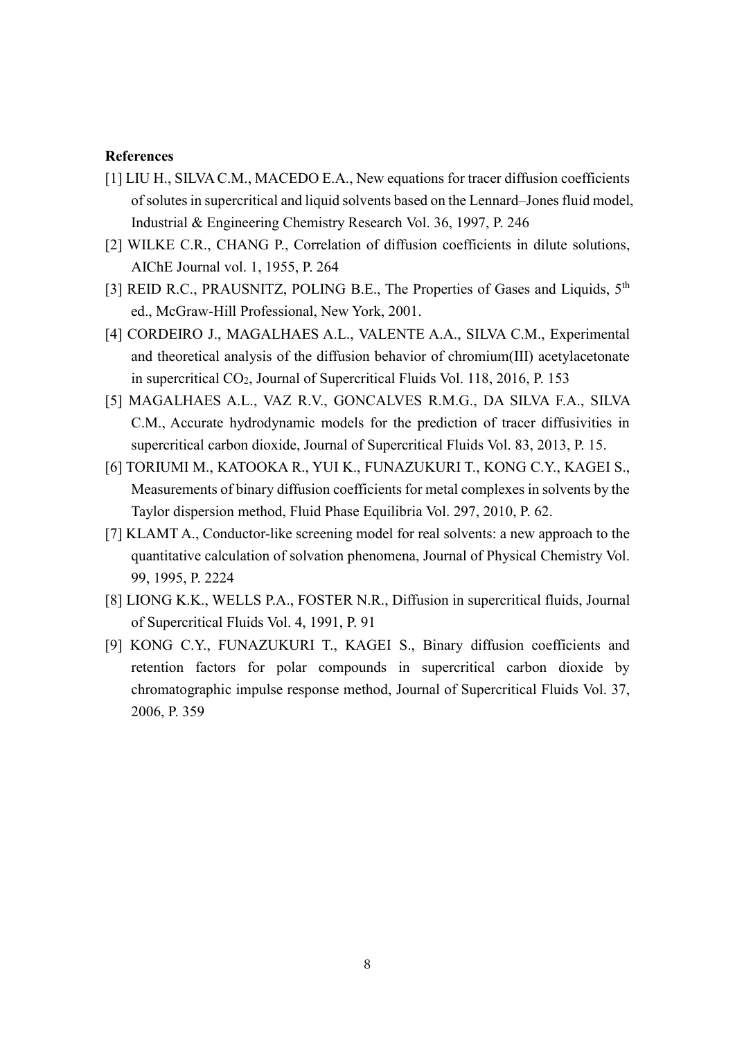**References**

[1] LIU H., SILVA C.M., MACEDO E.A., New equations for tracer diffusion coefficients of solutes in supercritical and liquid solvents based on the Lennard–Jones fluid model, Industrial & Engineering Chemistry Research Vol. 36, 1997, P. 246

[2] WILKE C.R., CHANG P., Correlation of diffusion coefficients in dilute solutions, AIChE Journal vol. 1, 1955, P. 264

[3] REID R.C., PRAUSNITZ, POLING B.E., The Properties of Gases and Liquids, 5th ed., McGraw-Hill Professional, New York, 2001.

[4] CORDEIRO J., MAGALHAES A.L., VALENTE A.A., SILVA C.M., Experimental and theoretical analysis of the diffusion behavior of chromium(III) acetylacetonate in supercritical $CO_2$, Journal of Supercritical Fluids Vol. 118, 2016, P. 153

[5] MAGALHAES A.L., VAZ R.V., GONCALVES R.M.G., DA SILVA F.A., SILVA C.M., Accurate hydrodynamic models for the prediction of tracer diffusivities in supercritical carbon dioxide, Journal of Supercritical Fluids Vol. 83, 2013, P. 15.

[6] TORIUMI M., KATOOKA R., YUI K., FUNAZUKURI T., KONG C.Y., KAGEI S., Measurements of binary diffusion coefficients for metal complexes in solvents by the Taylor dispersion method, Fluid Phase Equilibria Vol. 297, 2010, P. 62.

[7] KLAMT A., Conductor-like screening model for real solvents: a new approach to the quantitative calculation of solvation phenomena, Journal of Physical Chemistry Vol. 99, 1995, P. 2224

[8] LIONG K.K., WELLS P.A., FOSTER N.R., Diffusion in supercritical fluids, Journal of Supercritical Fluids Vol. 4, 1991, P. 91

[9] KONG C.Y., FUNAZUKURI T., KAGEI S., Binary diffusion coefficients and retention factors for polar compounds in supercritical carbon dioxide by chromatographic impulse response method, Journal of Supercritical Fluids Vol. 37, 2006, P. 359